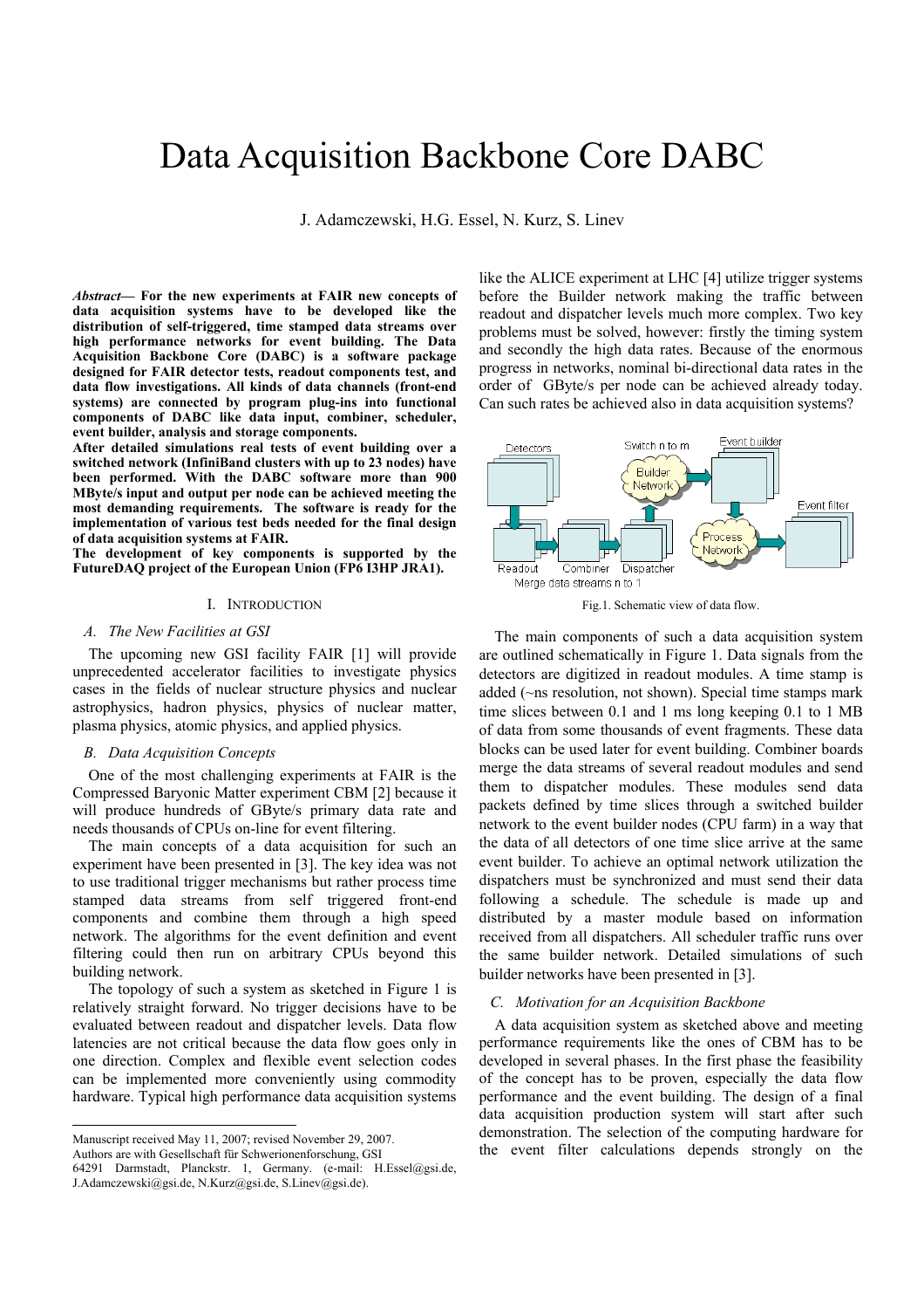# Data Acquisition Backbone Core DABC

J. Adamczewski, H.G. Essel, N. Kurz, S. Linev

***Abstract*— For the new experiments at FAIR new concepts of data acquisition systems have to be developed like the distribution of self-triggered, time stamped data streams over high performance networks for event building. The Data Acquisition Backbone Core (DABC) is a software package designed for FAIR detector tests, readout components test, and data flow investigations. All kinds of data channels (front-end systems) are connected by program plug-ins into functional components of DABC like data input, combiner, scheduler, event builder, analysis and storage components.**

**After detailed simulations real tests of event building over a switched network (InfiniBand clusters with up to 23 nodes) have been performed. With the DABC software more than 900 MByte/s input and output per node can be achieved meeting the most demanding requirements. The software is ready for the implementation of various test beds needed for the final design of data acquisition systems at FAIR.**

**The development of key components is supported by the FutureDAQ project of the European Union (FP6 I3HP JRA1).**

## I. Introduction

### *A. The New Facilities at GSI*

The upcoming new GSI facility FAIR [1] will provide unprecedented accelerator facilities to investigate physics cases in the fields of nuclear structure physics and nuclear astrophysics, hadron physics, physics of nuclear matter, plasma physics, atomic physics, and applied physics.

### *B. Data Acquisition Concepts*

One of the most challenging experiments at FAIR is the Compressed Baryonic Matter experiment CBM [2] because it will produce hundreds of GByte/s primary data rate and needs thousands of CPUs on-line for event filtering.

The main concepts of a data acquisition for such an experiment have been presented in [3]. The key idea was not to use traditional trigger mechanisms but rather process time stamped data streams from self triggered front-end components and combine them through a high speed network. The algorithms for the event definition and event filtering could then run on arbitrary CPUs beyond this building network.

The topology of such a system as sketched in Figure 1 is relatively straight forward. No trigger decisions have to be evaluated between readout and dispatcher levels. Data flow latencies are not critical because the data flow goes only in one direction. Complex and flexible event selection codes can be implemented more conveniently using commodity hardware. Typical high performance data acquisition systems like the ALICE experiment at LHC [4] utilize trigger systems before the Builder network making the traffic between readout and dispatcher levels much more complex. Two key problems must be solved, however: firstly the timing system and secondly the high data rates. Because of the enormous progress in networks, nominal bi-directional data rates in the order of GByte/s per node can be achieved already today. Can such rates be achieved also in data acquisition systems?

Fig.1. Schematic view of data flow.

The main components of such a data acquisition system are outlined schematically in Figure 1. Data signals from the detectors are digitized in readout modules. A time stamp is added (~ns resolution, not shown). Special time stamps mark time slices between 0.1 and 1 ms long keeping 0.1 to 1 MB of data from some thousands of event fragments. These data blocks can be used later for event building. Combiner boards merge the data streams of several readout modules and send them to dispatcher modules. These modules send data packets defined by time slices through a switched builder network to the event builder nodes (CPU farm) in a way that the data of all detectors of one time slice arrive at the same event builder. To achieve an optimal network utilization the dispatchers must be synchronized and must send their data following a schedule. The schedule is made up and distributed by a master module based on information received from all dispatchers. All scheduler traffic runs over the same builder network. Detailed simulations of such builder networks have been presented in [3].

### *C. Motivation for an Acquisition Backbone*

A data acquisition system as sketched above and meeting performance requirements like the ones of CBM has to be developed in several phases. In the first phase the feasibility of the concept has to be proven, especially the data flow performance and the event building. The design of a final data acquisition production system will start after such demonstration. The selection of the computing hardware for the event filter calculations depends strongly on the

Manuscript received May 11, 2007; revised November 29, 2007.

Authors are with Gesellschaft für Schwerionenforschung, GSI 64291 Darmstadt, Planckstr. 1, Germany. (e-mail: H.Essel@gsi.de, J.Adamczewski@gsi.de, N.Kurz@gsi.de, S.Linev@gsi.de).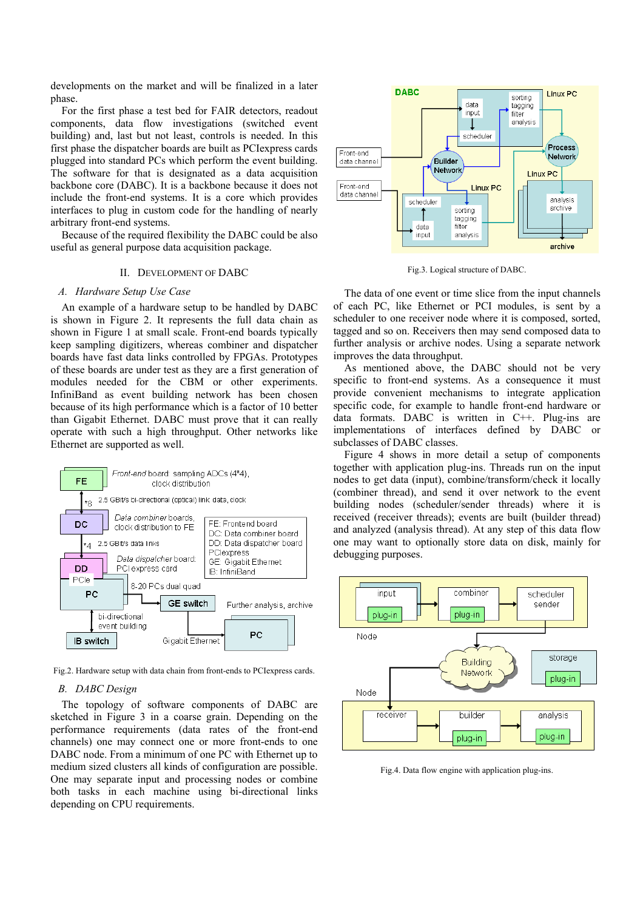developments on the market and will be finalized in a later phase.

For the first phase a test bed for FAIR detectors, readout components, data flow investigations (switched event building) and, last but not least, controls is needed. In this first phase the dispatcher boards are built as PCIexpress cards plugged into standard PCs which perform the event building. The software for that is designated as a data acquisition backbone core (DABC). It is a backbone because it does not include the front-end systems. It is a core which provides interfaces to plug in custom code for the handling of nearly arbitrary front-end systems.

Because of the required flexibility the DABC could be also useful as general purpose data acquisition package.

## II. Development of DABC

### A. Hardware Setup Use Case

An example of a hardware setup to be handled by DABC is shown in Figure 2. It represents the full data chain as shown in Figure 1 at small scale. Front-end boards typically keep sampling digitizers, whereas combiner and dispatcher boards have fast data links controlled by FPGAs. Prototypes of these boards are under test as they are a first generation of modules needed for the CBM or other experiments. InfiniBand as event building network has been chosen because of its high performance which is a factor of 10 better than Gigabit Ethernet. DABC must prove that it can really operate with such a high throughput. Other networks like Ethernet are supported as well.

Fig.2. Hardware setup with data chain from front-ends to PCIexpress cards.

### B. DABC Design

The topology of software components of DABC are sketched in Figure 3 in a coarse grain. Depending on the performance requirements (data rates of the front-end channels) one may connect one or more front-ends to one DABC node. From a minimum of one PC with Ethernet up to medium sized clusters all kinds of configuration are possible. One may separate input and processing nodes or combine both tasks in each machine using bi-directional links depending on CPU requirements.

Fig.3. Logical structure of DABC.

The data of one event or time slice from the input channels of each PC, like Ethernet or PCI modules, is sent by a scheduler to one receiver node where it is composed, sorted, tagged and so on. Receivers then may send composed data to further analysis or archive nodes. Using a separate network improves the data throughput.

As mentioned above, the DABC should not be very specific to front-end systems. As a consequence it must provide convenient mechanisms to integrate application specific code, for example to handle front-end hardware or data formats. DABC is written in C++. Plug-ins are implementations of interfaces defined by DABC or subclasses of DABC classes.

Figure 4 shows in more detail a setup of components together with application plug-ins. Threads run on the input nodes to get data (input), combine/transform/check it locally (combiner thread), and send it over network to the event building nodes (scheduler/sender threads) where it is received (receiver threads); events are built (builder thread) and analyzed (analysis thread). At any step of this data flow one may want to optionally store data on disk, mainly for debugging purposes.

Fig.4. Data flow engine with application plug-ins.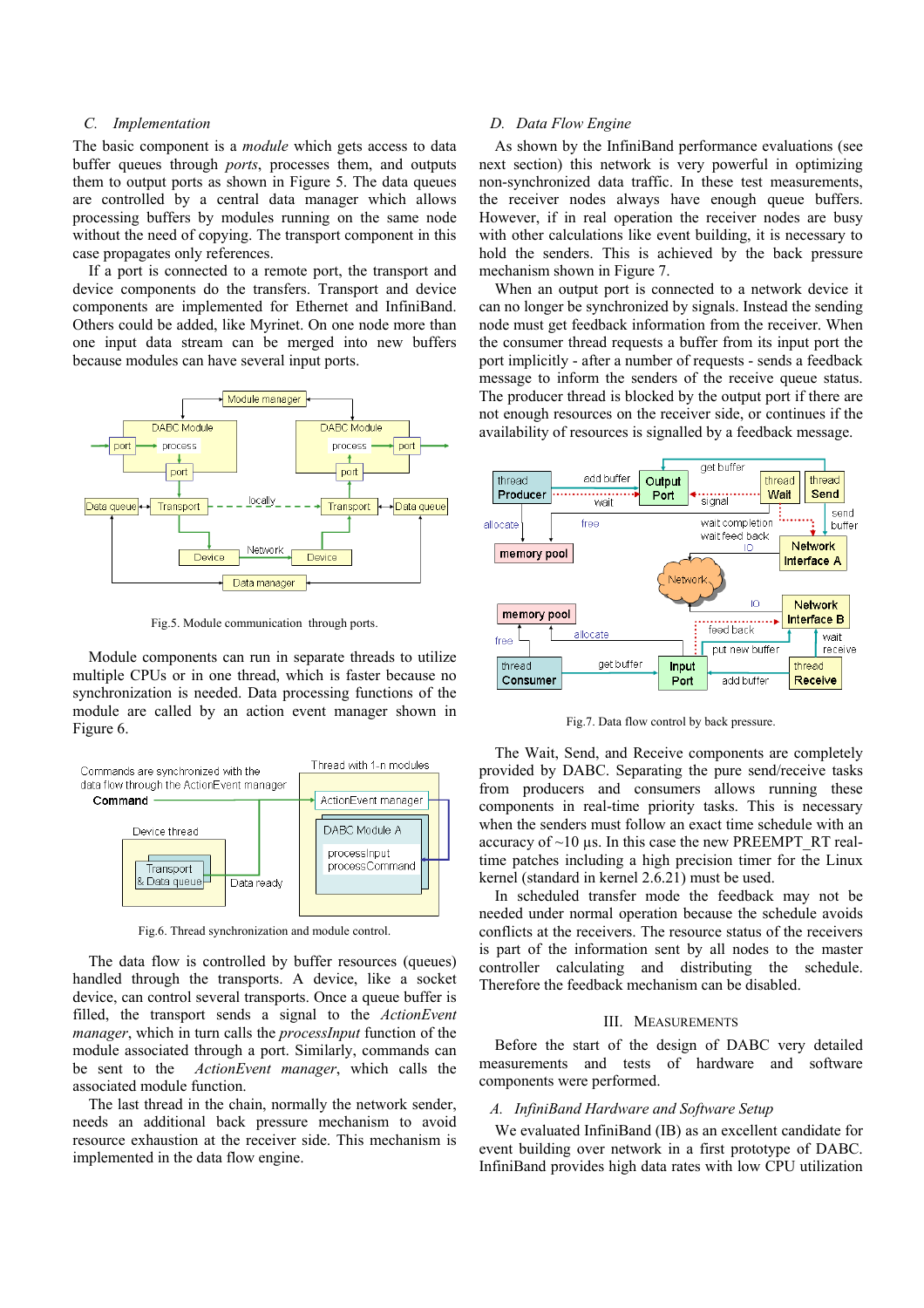### C. Implementation

The basic component is a *module* which gets access to data buffer queues through *ports*, processes them, and outputs them to output ports as shown in Figure 5. The data queues are controlled by a central data manager which allows processing buffers by modules running on the same node without the need of copying. The transport component in this case propagates only references.

If a port is connected to a remote port, the transport and device components do the transfers. Transport and device components are implemented for Ethernet and InfiniBand. Others could be added, like Myrinet. On one node more than one input data stream can be merged into new buffers because modules can have several input ports.

Module manager
DABC Module
port
process
port
DABC Module
process
port
port
Data queue
Transport
locally
Transport
Data queue
Device
Network
Device
Data manager

Fig.5. Module communication through ports.

Module components can run in separate threads to utilize multiple CPUs or in one thread, which is faster because no synchronization is needed. Data processing functions of the module are called by an action event manager shown in Figure 6.

Commands are synchronized with the data flow through the ActionEvent manager
Command
Thread with 1-n modules
ActionEvent manager
Device thread
DABC Module A
processInput
processCommand
Transport
& Data queue
Data ready

Fig.6. Thread synchronization and module control.

The data flow is controlled by buffer resources (queues) handled through the transports. A device, like a socket device, can control several transports. Once a queue buffer is filled, the transport sends a signal to the *ActionEvent manager*, which in turn calls the *processInput* function of the module associated through a port. Similarly, commands can be sent to the *ActionEvent manager*, which calls the associated module function.

The last thread in the chain, normally the network sender, needs an additional back pressure mechanism to avoid resource exhaustion at the receiver side. This mechanism is implemented in the data flow engine.

### D. Data Flow Engine

As shown by the InfiniBand performance evaluations (see next section) this network is very powerful in optimizing non-synchronized data traffic. In these test measurements, the receiver nodes always have enough queue buffers. However, if in real operation the receiver nodes are busy with other calculations like event building, it is necessary to hold the senders. This is achieved by the back pressure mechanism shown in Figure 7.

When an output port is connected to a network device it can no longer be synchronized by signals. Instead the sending node must get feedback information from the receiver. When the consumer thread requests a buffer from its input port the port implicitly - after a number of requests - sends a feedback message to inform the senders of the receive queue status. The producer thread is blocked by the output port if there are not enough resources on the receiver side, or continues if the availability of resources is signalled by a feedback message.

thread
Producer
add buffer
wait
Output
Port
get buffer
signal
thread
Wait
thread
Send
send
buffer
allocate
free
wait completion
wait feed back
IO
Network
Interface A
memory pool
Network
memory pool
IO
Network
Interface B
feed back
free
allocate
put new buffer
wait
receive
thread
Consumer
get buffer
Input
Port
add buffer
thread
Receive

Fig.7. Data flow control by back pressure.

The Wait, Send, and Receive components are completely provided by DABC. Separating the pure send/receive tasks from producers and consumers allows running these components in real-time priority tasks. This is necessary when the senders must follow an exact time schedule with an accuracy of ~10 µs. In this case the new PREEMPT_RT real-time patches including a high precision timer for the Linux kernel (standard in kernel 2.6.21) must be used.

In scheduled transfer mode the feedback may not be needed under normal operation because the schedule avoids conflicts at the receivers. The resource status of the receivers is part of the information sent by all nodes to the master controller calculating and distributing the schedule. Therefore the feedback mechanism can be disabled.

## III. Measurements

Before the start of the design of DABC very detailed measurements and tests of hardware and software components were performed.

### A. InfiniBand Hardware and Software Setup

We evaluated InfiniBand (IB) as an excellent candidate for event building over network in a first prototype of DABC. InfiniBand provides high data rates with low CPU utilization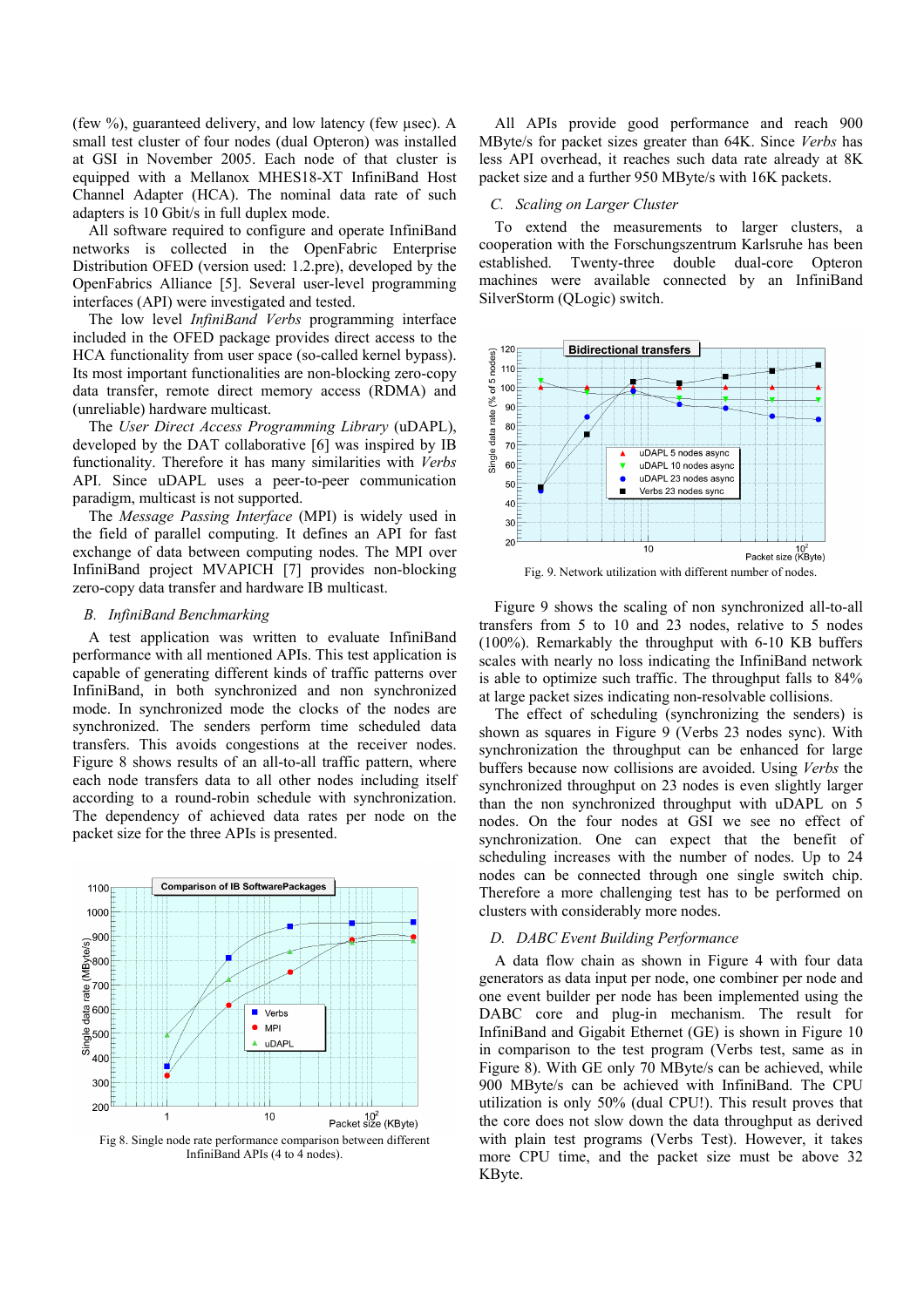(few %), guaranteed delivery, and low latency (few µsec). A small test cluster of four nodes (dual Opteron) was installed at GSI in November 2005. Each node of that cluster is equipped with a Mellanox MHES18-XT InfiniBand Host Channel Adapter (HCA). The nominal data rate of such adapters is 10 Gbit/s in full duplex mode.

All software required to configure and operate InfiniBand networks is collected in the OpenFabric Enterprise Distribution OFED (version used: 1.2.pre), developed by the OpenFabrics Alliance [5]. Several user-level programming interfaces (API) were investigated and tested.

The low level *InfiniBand Verbs* programming interface included in the OFED package provides direct access to the HCA functionality from user space (so-called kernel bypass). Its most important functionalities are non-blocking zero-copy data transfer, remote direct memory access (RDMA) and (unreliable) hardware multicast.

The *User Direct Access Programming Library* (uDAPL), developed by the DAT collaborative [6] was inspired by IB functionality. Therefore it has many similarities with *Verbs* API. Since uDAPL uses a peer-to-peer communication paradigm, multicast is not supported.

The *Message Passing Interface* (MPI) is widely used in the field of parallel computing. It defines an API for fast exchange of data between computing nodes. The MPI over InfiniBand project MVAPICH [7] provides non-blocking zero-copy data transfer and hardware IB multicast.

### B. InfiniBand Benchmarking

A test application was written to evaluate InfiniBand performance with all mentioned APIs. This test application is capable of generating different kinds of traffic patterns over InfiniBand, in both synchronized and non synchronized mode. In synchronized mode the clocks of the nodes are synchronized. The senders perform time scheduled data transfers. This avoids congestions at the receiver nodes. Figure 8 shows results of an all-to-all traffic pattern, where each node transfers data to all other nodes including itself according to a round-robin schedule with synchronization. The dependency of achieved data rates per node on the packet size for the three APIs is presented.

Fig 8. Single node rate performance comparison between different InfiniBand APIs (4 to 4 nodes).

All APIs provide good performance and reach 900 MByte/s for packet sizes greater than 64K. Since *Verbs* has less API overhead, it reaches such data rate already at 8K packet size and a further 950 MByte/s with 16K packets.

### C. Scaling on Larger Cluster

To extend the measurements to larger clusters, a cooperation with the Forschungszentrum Karlsruhe has been established. Twenty-three double dual-core Opteron machines were available connected by an InfiniBand SilverStorm (QLogic) switch.

Fig. 9. Network utilization with different number of nodes.

Figure 9 shows the scaling of non synchronized all-to-all transfers from 5 to 10 and 23 nodes, relative to 5 nodes (100%). Remarkably the throughput with 6-10 KB buffers scales with nearly no loss indicating the InfiniBand network is able to optimize such traffic. The throughput falls to 84% at large packet sizes indicating non-resolvable collisions.

The effect of scheduling (synchronizing the senders) is shown as squares in Figure 9 (Verbs 23 nodes sync). With synchronization the throughput can be enhanced for large buffers because now collisions are avoided. Using *Verbs* the synchronized throughput on 23 nodes is even slightly larger than the non synchronized throughput with uDAPL on 5 nodes. On the four nodes at GSI we see no effect of synchronization. One can expect that the benefit of scheduling increases with the number of nodes. Up to 24 nodes can be connected through one single switch chip. Therefore a more challenging test has to be performed on clusters with considerably more nodes.

### D. DABC Event Building Performance

A data flow chain as shown in Figure 4 with four data generators as data input per node, one combiner per node and one event builder per node has been implemented using the DABC core and plug-in mechanism. The result for InfiniBand and Gigabit Ethernet (GE) is shown in Figure 10 in comparison to the test program (Verbs test, same as in Figure 8). With GE only 70 MByte/s can be achieved, while 900 MByte/s can be achieved with InfiniBand. The CPU utilization is only 50% (dual CPU!). This result proves that the core does not slow down the data throughput as derived with plain test programs (Verbs Test). However, it takes more CPU time, and the packet size must be above 32 KByte.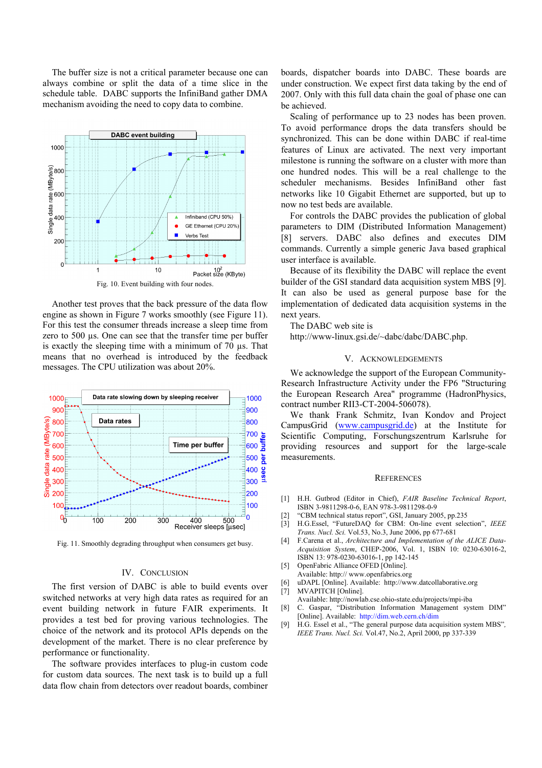The buffer size is not a critical parameter because one can always combine or split the data of a time slice in the schedule table. DABC supports the InfiniBand gather DMA mechanism avoiding the need to copy data to combine.

DABC event building

Single data rate (MByte/s)

1000
800
600
400
200
0

1
10
$10^2$
Packet size (KByte)

Infiniband (CPU 50%)
GE Ethernet (CPU 20%)
Verbs Test

Fig. 10. Event building with four nodes.

Another test proves that the back pressure of the data flow engine as shown in Figure 7 works smoothly (see Figure 11). For this test the consumer threads increase a sleep time from zero to 500 µs. One can see that the transfer time per buffer is exactly the sleeping time with a minimum of 70 µs. That means that no overhead is introduced by the feedback messages. The CPU utilization was about 20%.

Data rate slowing down by sleeping receiver

Data rates

Time per buffer

Single data rate (MByte/s)

µsec per buffer

1000
900
800
700
600
500
400
300
200
100
0

0
100
200
300
400
500
Receiver sleeps [µsec]

Fig. 11. Smoothly degrading throughput when consumers get busy.

## IV. Conclusion

The first version of DABC is able to build events over switched networks at very high data rates as required for an event building network in future FAIR experiments. It provides a test bed for proving various technologies. The choice of the network and its protocol APIs depends on the development of the market. There is no clear preference by performance or functionality.

The software provides interfaces to plug-in custom code for custom data sources. The next task is to build up a full data flow chain from detectors over readout boards, combiner boards, dispatcher boards into DABC. These boards are under construction. We expect first data taking by the end of 2007. Only with this full data chain the goal of phase one can be achieved.

Scaling of performance up to 23 nodes has been proven. To avoid performance drops the data transfers should be synchronized. This can be done within DABC if real-time features of Linux are activated. The next very important milestone is running the software on a cluster with more than one hundred nodes. This will be a real challenge to the scheduler mechanisms. Besides InfiniBand other fast networks like 10 Gigabit Ethernet are supported, but up to now no test beds are available.

For controls the DABC provides the publication of global parameters to DIM (Distributed Information Management) [8] servers. DABC also defines and executes DIM commands. Currently a simple generic Java based graphical user interface is available.

Because of its flexibility the DABC will replace the event builder of the GSI standard data acquisition system MBS [9]. It can also be used as general purpose base for the implementation of dedicated data acquisition systems in the next years.

The DABC web site is
http://www-linux.gsi.de/~dabc/dabc/DABC.php.

## V. Acknowledgements

We acknowledge the support of the European Community-Research Infrastructure Activity under the FP6 "Structuring the European Research Area" programme (HadronPhysics, contract number RII3-CT-2004-506078).

We thank Frank Schmitz, Ivan Kondov and Project CampusGrid (www.campusgrid.de) at the Institute for Scientific Computing, Forschungszentrum Karlsruhe for providing resources and support for the large-scale measurements.

## References

[1] H.H. Gutbrod (Editor in Chief), *FAIR Baseline Technical Report*, ISBN 3-9811298-0-6, EAN 978-3-9811298-0-9

[2] "CBM technical status report", GSI, January 2005, pp.235

[3] H.G.Essel, "FutureDAQ for CBM: On-line event selection", *IEEE Trans. Nucl. Sci.* Vol.53, No.3, June 2006, pp 677-681

[4] F.Carena et al., *Architecture and Implementation of the ALICE Data-Acquisition System*, CHEP-2006, Vol. 1, ISBN 10: 0230-63016-2, ISBN 13: 978-0230-63016-1, pp 142-145

[5] OpenFabric Alliance OFED [Online]. Available: http:// www.openfabrics.org

[6] uDAPL [Online]. Available: http://www.datcollaborative.org

[7] MVAPITCH [Online]. Available: http://nowlab.cse.ohio-state.edu/projects/mpi-iba

[8] C. Gaspar, "Distribution Information Management system DIM" [Online]. Available: http://dim.web.cern.ch/dim

[9] H.G. Essel et al., "The general purpose data acquisition system MBS", *IEEE Trans. Nucl. Sci.* Vol.47, No.2, April 2000, pp 337-339